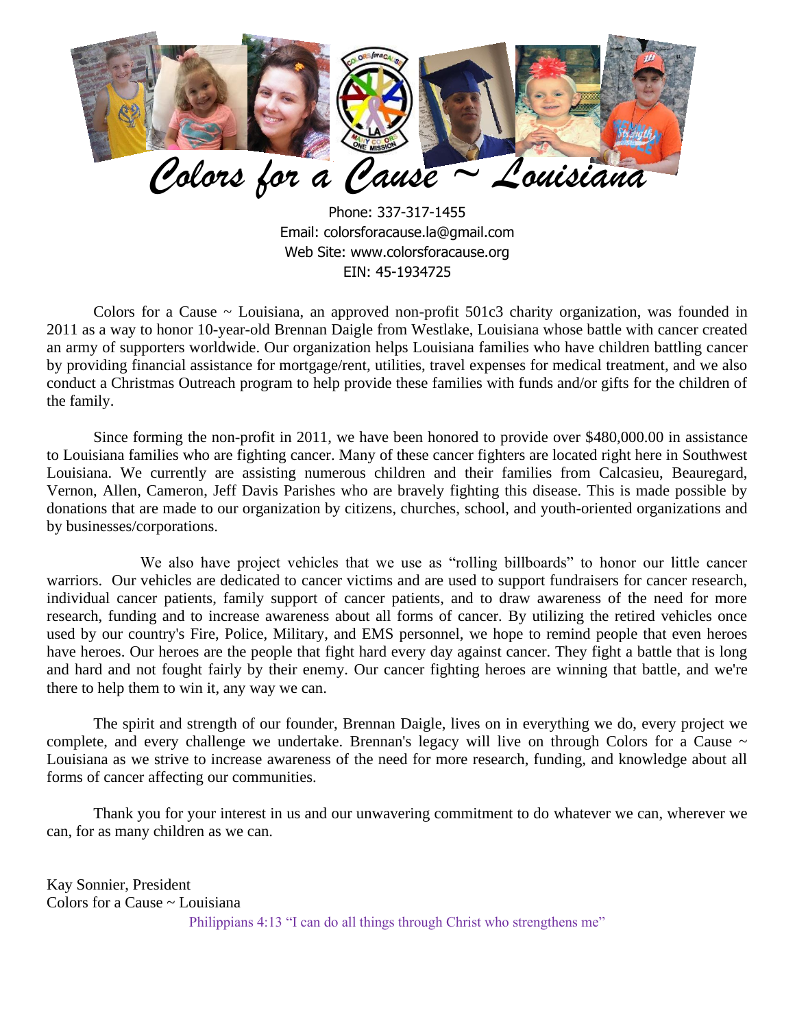# Colors for a Cause ~ Louisiana

Phone: 337-317-1455
Email: colorsforacause.la@gmail.com
Web Site: www.colorsforacause.org
EIN: 45-1934725

Colors for a Cause ~ Louisiana, an approved non-profit 501c3 charity organization, was founded in 2011 as a way to honor 10-year-old Brennan Daigle from Westlake, Louisiana whose battle with cancer created an army of supporters worldwide. Our organization helps Louisiana families who have children battling cancer by providing financial assistance for mortgage/rent, utilities, travel expenses for medical treatment, and we also conduct a Christmas Outreach program to help provide these families with funds and/or gifts for the children of the family.

Since forming the non-profit in 2011, we have been honored to provide over $480,000.00 in assistance to Louisiana families who are fighting cancer. Many of these cancer fighters are located right here in Southwest Louisiana. We currently are assisting numerous children and their families from Calcasieu, Beauregard, Vernon, Allen, Cameron, Jeff Davis Parishes who are bravely fighting this disease. This is made possible by donations that are made to our organization by citizens, churches, school, and youth-oriented organizations and by businesses/corporations.

We also have project vehicles that we use as "rolling billboards" to honor our little cancer warriors. Our vehicles are dedicated to cancer victims and are used to support fundraisers for cancer research, individual cancer patients, family support of cancer patients, and to draw awareness of the need for more research, funding and to increase awareness about all forms of cancer. By utilizing the retired vehicles once used by our country's Fire, Police, Military, and EMS personnel, we hope to remind people that even heroes have heroes. Our heroes are the people that fight hard every day against cancer. They fight a battle that is long and hard and not fought fairly by their enemy. Our cancer fighting heroes are winning that battle, and we're there to help them to win it, any way we can.

The spirit and strength of our founder, Brennan Daigle, lives on in everything we do, every project we complete, and every challenge we undertake. Brennan's legacy will live on through Colors for a Cause ~ Louisiana as we strive to increase awareness of the need for more research, funding, and knowledge about all forms of cancer affecting our communities.

Thank you for your interest in us and our unwavering commitment to do whatever we can, wherever we can, for as many children as we can.

Kay Sonnier, President
Colors for a Cause ~ Louisiana

Philippians 4:13 "I can do all things through Christ who strengthens me"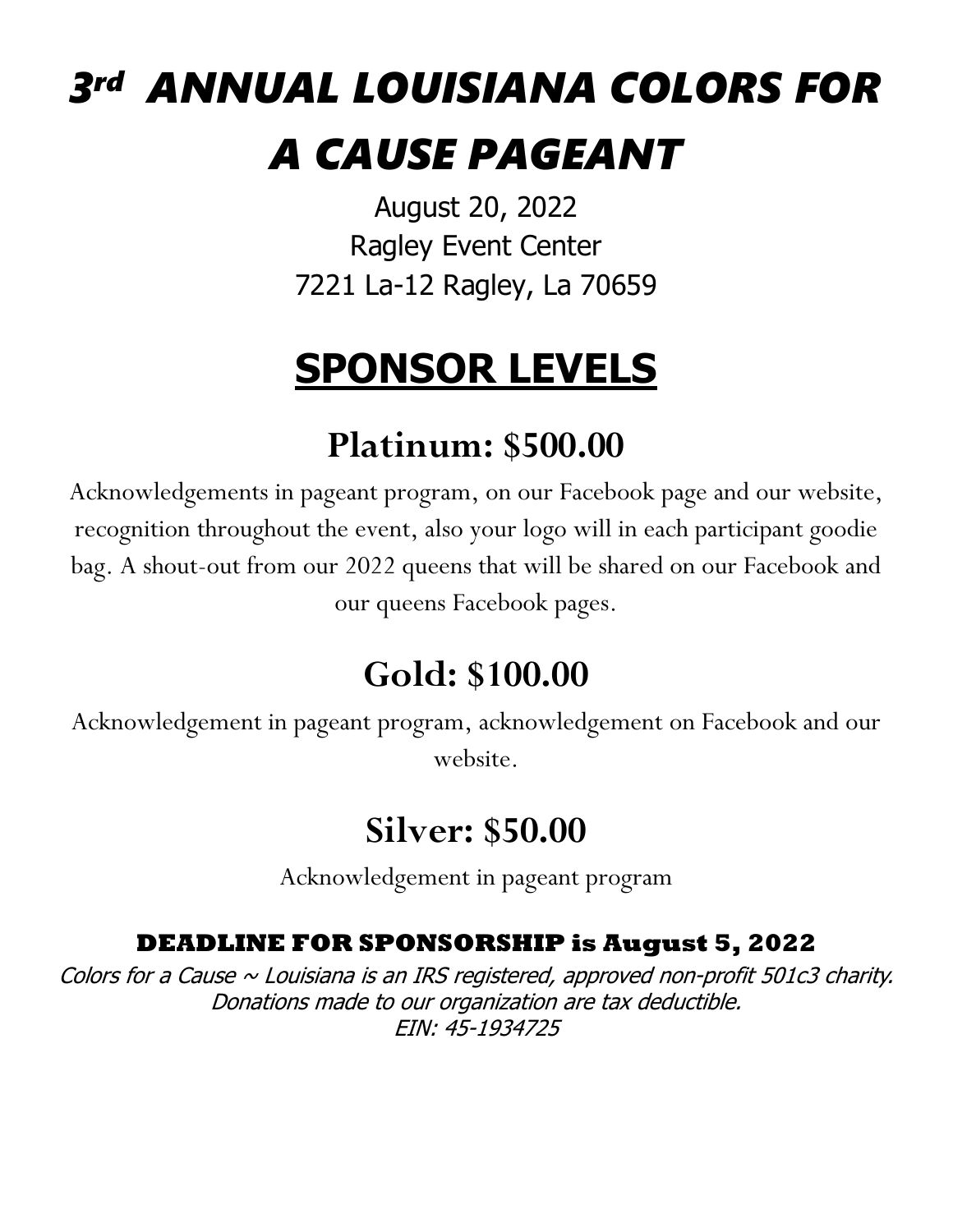# *3rd ANNUAL LOUISIANA COLORS FOR A CAUSE PAGEANT*

August 20, 2022

Ragley Event Center

7221 La-12 Ragley, La 70659

## SPONSOR LEVELS

### Platinum: $500.00

Acknowledgements in pageant program, on our Facebook page and our website, recognition throughout the event, also your logo will in each participant goodie bag. A shout-out from our 2022 queens that will be shared on our Facebook and our queens Facebook pages.

### Gold: $100.00

Acknowledgement in pageant program, acknowledgement on Facebook and our website.

### Silver: $50.00

Acknowledgement in pageant program

**DEADLINE FOR SPONSORSHIP is August 5, 2022**

*Colors for a Cause ~ Louisiana is an IRS registered, approved non-profit 501c3 charity. Donations made to our organization are tax deductible.*

*EIN: 45-1934725*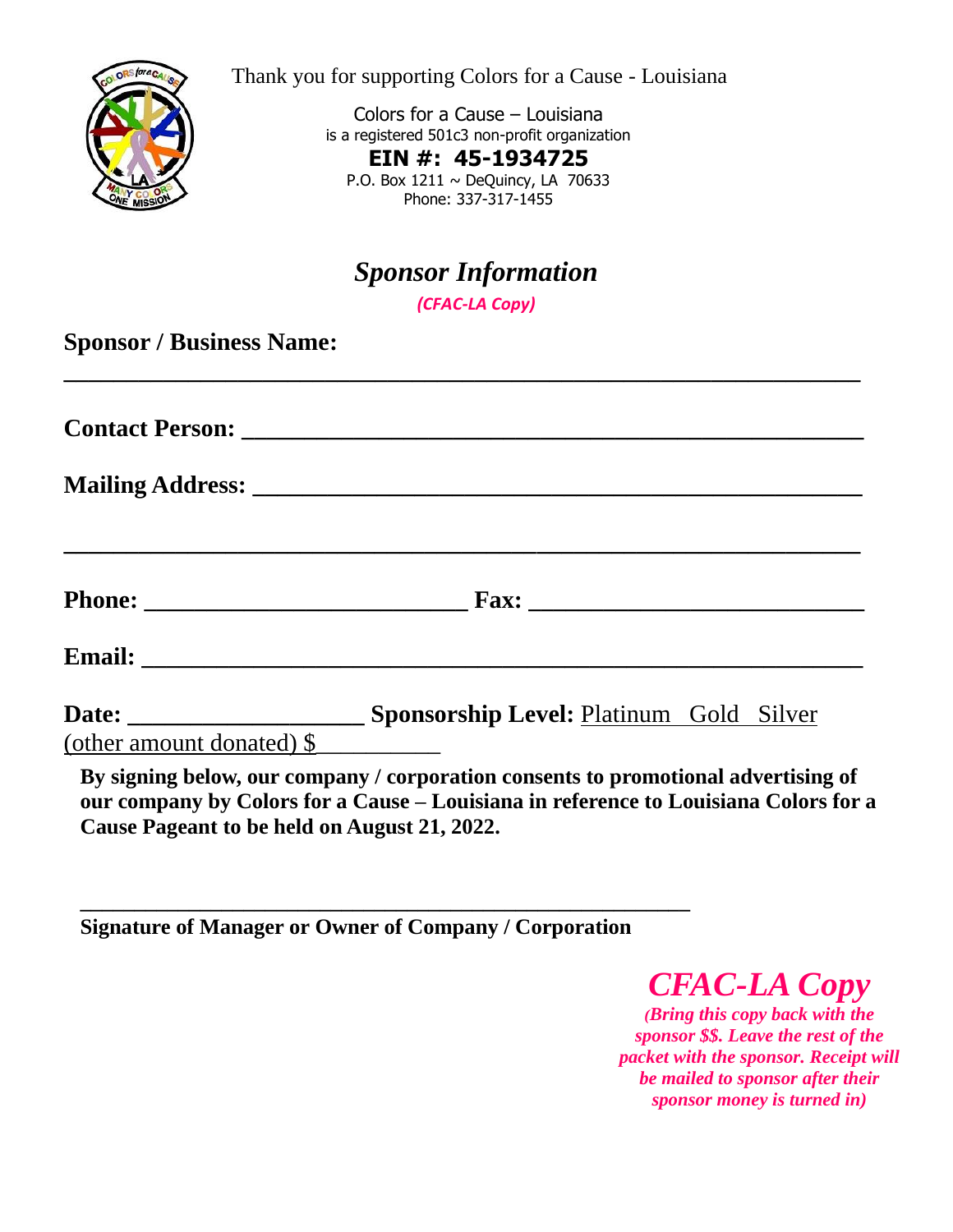Thank you for supporting Colors for a Cause - Louisiana

Colors for a Cause – Louisiana
is a registered 501c3 non-profit organization
**EIN #: 45-1934725**
P.O. Box 1211 ~ DeQuincy, LA 70633
Phone: 337-317-1455

## *Sponsor Information*

*(CFAC-LA Copy)*

**Sponsor / Business Name:**

**______________________________________________________________**

**Contact Person: ______________________________________________**

**Mailing Address: _____________________________________________**

**______________________________________________________________**

**Phone: _________________________ Fax: __________________________**

**Email: ________________________________________________________**

**Date: __________________ Sponsorship Level:** Platinum Gold Silver
(other amount donated) $__________

**By signing below, our company / corporation consents to promotional advertising of our company by Colors for a Cause – Louisiana in reference to Louisiana Colors for a Cause Pageant to be held on August 21, 2022.**

**_______________________________________________**
**Signature of Manager or Owner of Company / Corporation**

***CFAC-LA Copy***

***(Bring this copy back with the sponsor $$. Leave the rest of the packet with the sponsor. Receipt will be mailed to sponsor after their sponsor money is turned in)***